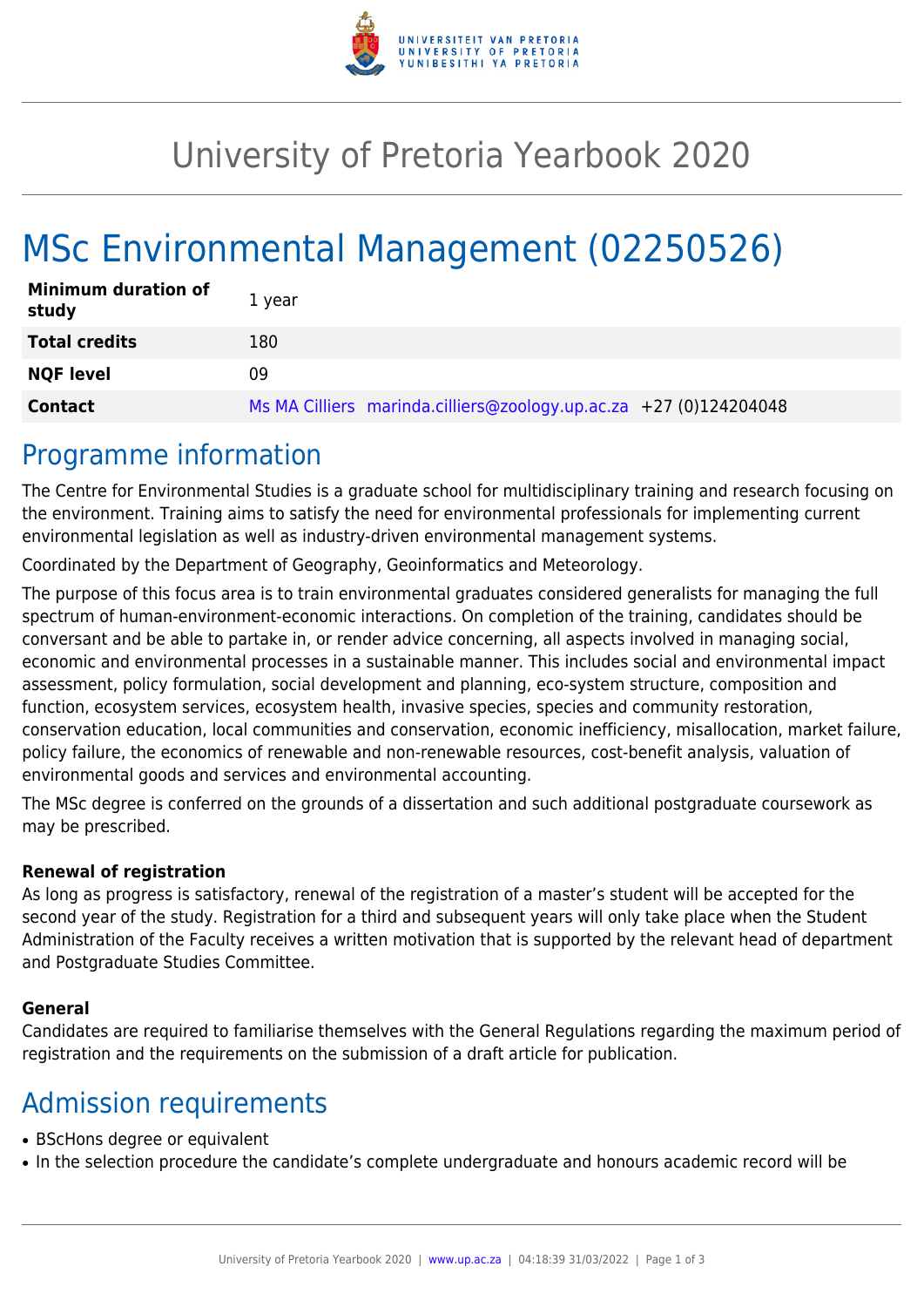# University of Pretoria Yearbook 2020

# MSc Environmental Management (02250526)

| | |
|---|---|
| **Minimum duration of study** | 1 year |
| **Total credits** | 180 |
| **NQF level** | 09 |
| **Contact** | Ms MA Cilliers marinda.cilliers@zoology.up.ac.za +27 (0)124204048 |

## Programme information

The Centre for Environmental Studies is a graduate school for multidisciplinary training and research focusing on the environment. Training aims to satisfy the need for environmental professionals for implementing current environmental legislation as well as industry-driven environmental management systems.

Coordinated by the Department of Geography, Geoinformatics and Meteorology.

The purpose of this focus area is to train environmental graduates considered generalists for managing the full spectrum of human-environment-economic interactions. On completion of the training, candidates should be conversant and be able to partake in, or render advice concerning, all aspects involved in managing social, economic and environmental processes in a sustainable manner. This includes social and environmental impact assessment, policy formulation, social development and planning, eco-system structure, composition and function, ecosystem services, ecosystem health, invasive species, species and community restoration, conservation education, local communities and conservation, economic inefficiency, misallocation, market failure, policy failure, the economics of renewable and non-renewable resources, cost-benefit analysis, valuation of environmental goods and services and environmental accounting.

The MSc degree is conferred on the grounds of a dissertation and such additional postgraduate coursework as may be prescribed.

**Renewal of registration**

As long as progress is satisfactory, renewal of the registration of a master's student will be accepted for the second year of the study. Registration for a third and subsequent years will only take place when the Student Administration of the Faculty receives a written motivation that is supported by the relevant head of department and Postgraduate Studies Committee.

**General**

Candidates are required to familiarise themselves with the General Regulations regarding the maximum period of registration and the requirements on the submission of a draft article for publication.

## Admission requirements

- BScHons degree or equivalent
- In the selection procedure the candidate's complete undergraduate and honours academic record will be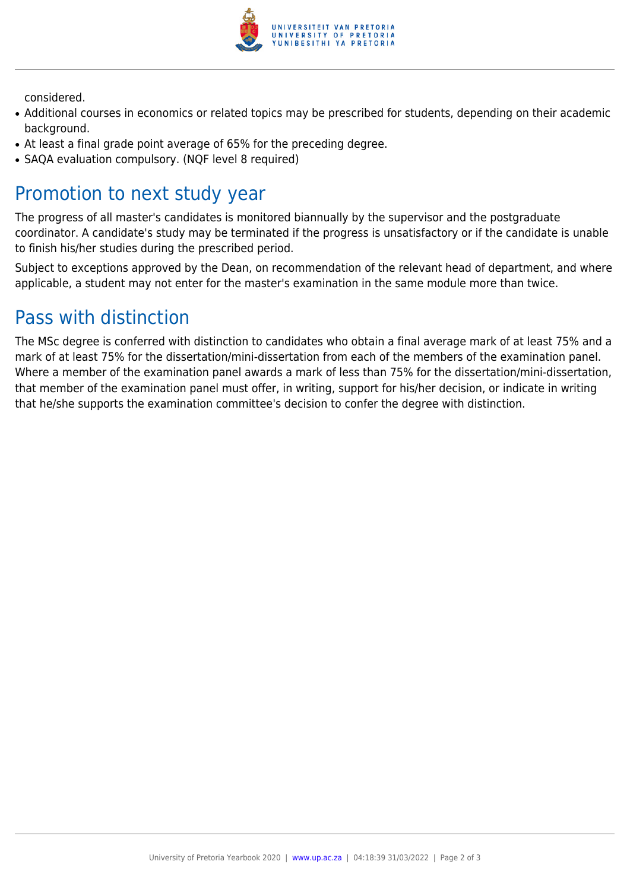considered.

- Additional courses in economics or related topics may be prescribed for students, depending on their academic background.
- At least a final grade point average of 65% for the preceding degree.
- SAQA evaluation compulsory. (NQF level 8 required)

## Promotion to next study year

The progress of all master's candidates is monitored biannually by the supervisor and the postgraduate coordinator. A candidate's study may be terminated if the progress is unsatisfactory or if the candidate is unable to finish his/her studies during the prescribed period.

Subject to exceptions approved by the Dean, on recommendation of the relevant head of department, and where applicable, a student may not enter for the master's examination in the same module more than twice.

## Pass with distinction

The MSc degree is conferred with distinction to candidates who obtain a final average mark of at least 75% and a mark of at least 75% for the dissertation/mini-dissertation from each of the members of the examination panel. Where a member of the examination panel awards a mark of less than 75% for the dissertation/mini-dissertation, that member of the examination panel must offer, in writing, support for his/her decision, or indicate in writing that he/she supports the examination committee's decision to confer the degree with distinction.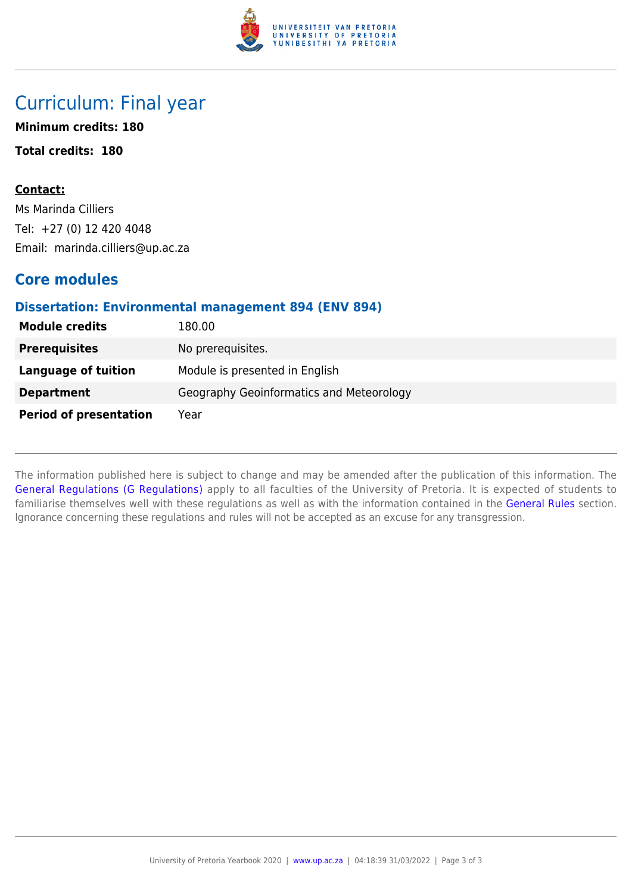# Curriculum: Final year

**Minimum credits: 180**

**Total credits: 180**

**Contact:**

Ms Marinda Cilliers

Tel: +27 (0) 12 420 4048

Email: marinda.cilliers@up.ac.za

## Core modules

### Dissertation: Environmental management 894 (ENV 894)

| | |
|---|---|
| **Module credits** | 180.00 |
| **Prerequisites** | No prerequisites. |
| **Language of tuition** | Module is presented in English |
| **Department** | Geography Geoinformatics and Meteorology |
| **Period of presentation** | Year |

The information published here is subject to change and may be amended after the publication of this information. The General Regulations (G Regulations) apply to all faculties of the University of Pretoria. It is expected of students to familiarise themselves well with these regulations as well as with the information contained in the General Rules section. Ignorance concerning these regulations and rules will not be accepted as an excuse for any transgression.